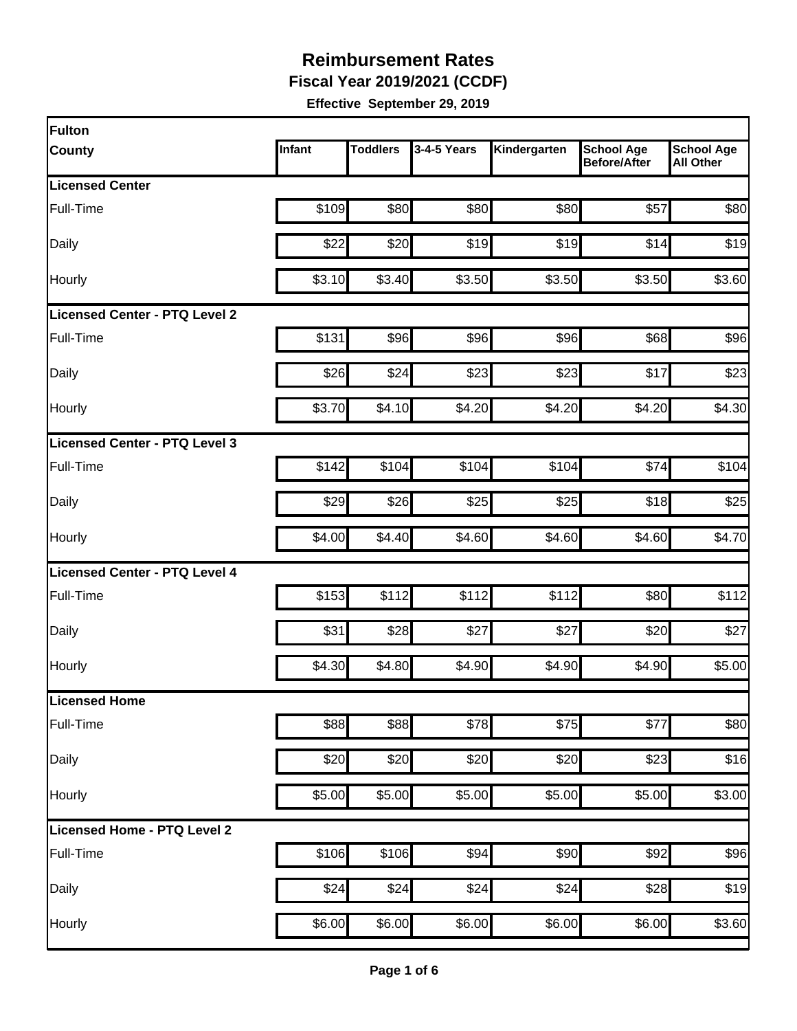# Reimbursement Rates

**Fiscal Year 2019/2021 (CCDF)**

**Effective September 29, 2019**

| Fulton County | Infant | Toddlers | 3-4-5 Years | Kindergarten | School Age Before/After | School Age All Other |
|---|---|---|---|---|---|---|
| **Licensed Center** | | | | | | |
| Full-Time | $109 | $80 | $80 | $80 | $57 | $80 |
| Daily | $22 | $20 | $19 | $19 | $14 | $19 |
| Hourly | $3.10 | $3.40 | $3.50 | $3.50 | $3.50 | $3.60 |
| **Licensed Center - PTQ Level 2** | | | | | | |
| Full-Time | $131 | $96 | $96 | $96 | $68 | $96 |
| Daily | $26 | $24 | $23 | $23 | $17 | $23 |
| Hourly | $3.70 | $4.10 | $4.20 | $4.20 | $4.20 | $4.30 |
| **Licensed Center - PTQ Level 3** | | | | | | |
| Full-Time | $142 | $104 | $104 | $104 | $74 | $104 |
| Daily | $29 | $26 | $25 | $25 | $18 | $25 |
| Hourly | $4.00 | $4.40 | $4.60 | $4.60 | $4.60 | $4.70 |
| **Licensed Center - PTQ Level 4** | | | | | | |
| Full-Time | $153 | $112 | $112 | $112 | $80 | $112 |
| Daily | $31 | $28 | $27 | $27 | $20 | $27 |
| Hourly | $4.30 | $4.80 | $4.90 | $4.90 | $4.90 | $5.00 |
| **Licensed Home** | | | | | | |
| Full-Time | $88 | $88 | $78 | $75 | $77 | $80 |
| Daily | $20 | $20 | $20 | $20 | $23 | $16 |
| Hourly | $5.00 | $5.00 | $5.00 | $5.00 | $5.00 | $3.00 |
| **Licensed Home - PTQ Level 2** | | | | | | |
| Full-Time | $106 | $106 | $94 | $90 | $92 | $96 |
| Daily | $24 | $24 | $24 | $24 | $28 | $19 |
| Hourly | $6.00 | $6.00 | $6.00 | $6.00 | $6.00 | $3.60 |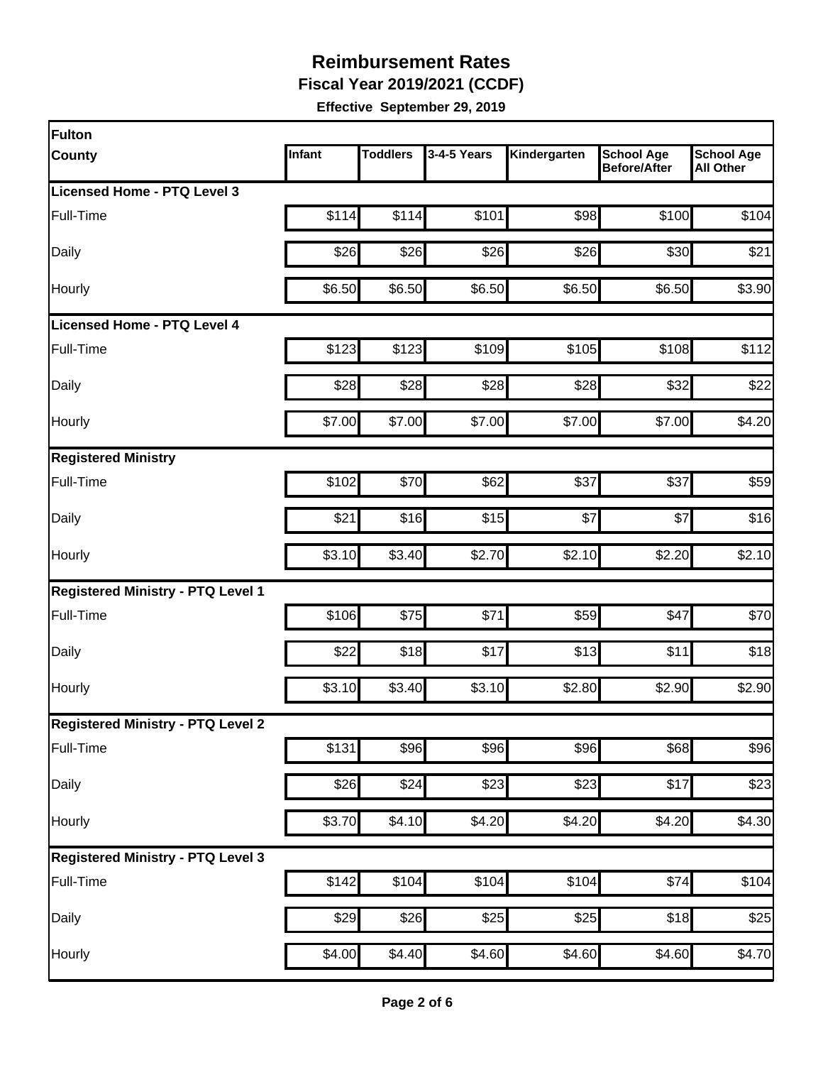# Reimbursement Rates

**Fiscal Year 2019/2021 (CCDF)**

**Effective September 29, 2019**

| Fulton County | Infant | Toddlers | 3-4-5 Years | Kindergarten | School Age Before/After | School Age All Other |
|---|---|---|---|---|---|---|
| **Licensed Home - PTQ Level 3** | | | | | | |
| Full-Time | $114 | $114 | $101 | $98 | $100 | $104 |
| Daily | $26 | $26 | $26 | $26 | $30 | $21 |
| Hourly | $6.50 | $6.50 | $6.50 | $6.50 | $6.50 | $3.90 |
| **Licensed Home - PTQ Level 4** | | | | | | |
| Full-Time | $123 | $123 | $109 | $105 | $108 | $112 |
| Daily | $28 | $28 | $28 | $28 | $32 | $22 |
| Hourly | $7.00 | $7.00 | $7.00 | $7.00 | $7.00 | $4.20 |
| **Registered Ministry** | | | | | | |
| Full-Time | $102 | $70 | $62 | $37 | $37 | $59 |
| Daily | $21 | $16 | $15 | $7 | $7 | $16 |
| Hourly | $3.10 | $3.40 | $2.70 | $2.10 | $2.20 | $2.10 |
| **Registered Ministry - PTQ Level 1** | | | | | | |
| Full-Time | $106 | $75 | $71 | $59 | $47 | $70 |
| Daily | $22 | $18 | $17 | $13 | $11 | $18 |
| Hourly | $3.10 | $3.40 | $3.10 | $2.80 | $2.90 | $2.90 |
| **Registered Ministry - PTQ Level 2** | | | | | | |
| Full-Time | $131 | $96 | $96 | $96 | $68 | $96 |
| Daily | $26 | $24 | $23 | $23 | $17 | $23 |
| Hourly | $3.70 | $4.10 | $4.20 | $4.20 | $4.20 | $4.30 |
| **Registered Ministry - PTQ Level 3** | | | | | | |
| Full-Time | $142 | $104 | $104 | $104 | $74 | $104 |
| Daily | $29 | $26 | $25 | $25 | $18 | $25 |
| Hourly | $4.00 | $4.40 | $4.60 | $4.60 | $4.60 | $4.70 |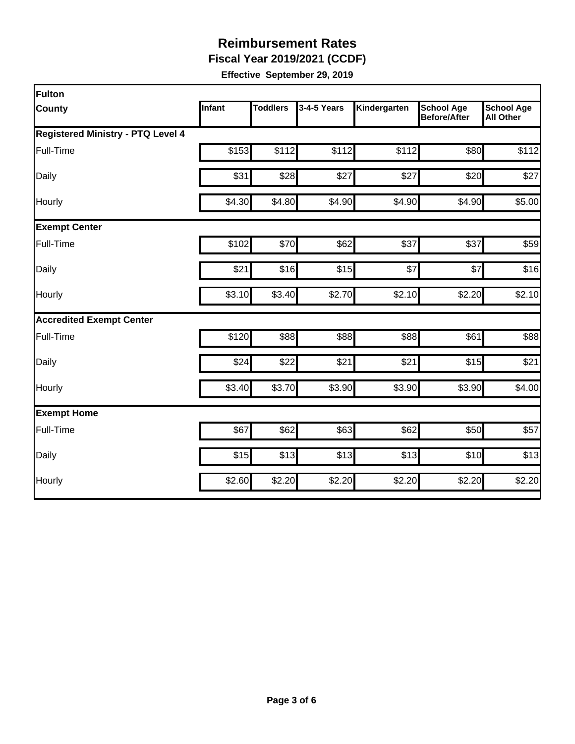# Reimbursement Rates

**Fiscal Year 2019/2021 (CCDF)**

**Effective September 29, 2019**

| Fulton County | Infant | Toddlers | 3-4-5 Years | Kindergarten | School Age Before/After | School Age All Other |
|---|---|---|---|---|---|---|
| **Registered Ministry - PTQ Level 4** | | | | | | |
| Full-Time | $153 | $112 | $112 | $112 | $80 | $112 |
| Daily | $31 | $28 | $27 | $27 | $20 | $27 |
| Hourly | $4.30 | $4.80 | $4.90 | $4.90 | $4.90 | $5.00 |
| **Exempt Center** | | | | | | |
| Full-Time | $102 | $70 | $62 | $37 | $37 | $59 |
| Daily | $21 | $16 | $15 | $7 | $7 | $16 |
| Hourly | $3.10 | $3.40 | $2.70 | $2.10 | $2.20 | $2.10 |
| **Accredited Exempt Center** | | | | | | |
| Full-Time | $120 | $88 | $88 | $88 | $61 | $88 |
| Daily | $24 | $22 | $21 | $21 | $15 | $21 |
| Hourly | $3.40 | $3.70 | $3.90 | $3.90 | $3.90 | $4.00 |
| **Exempt Home** | | | | | | |
| Full-Time | $67 | $62 | $63 | $62 | $50 | $57 |
| Daily | $15 | $13 | $13 | $13 | $10 | $13 |
| Hourly | $2.60 | $2.20 | $2.20 | $2.20 | $2.20 | $2.20 |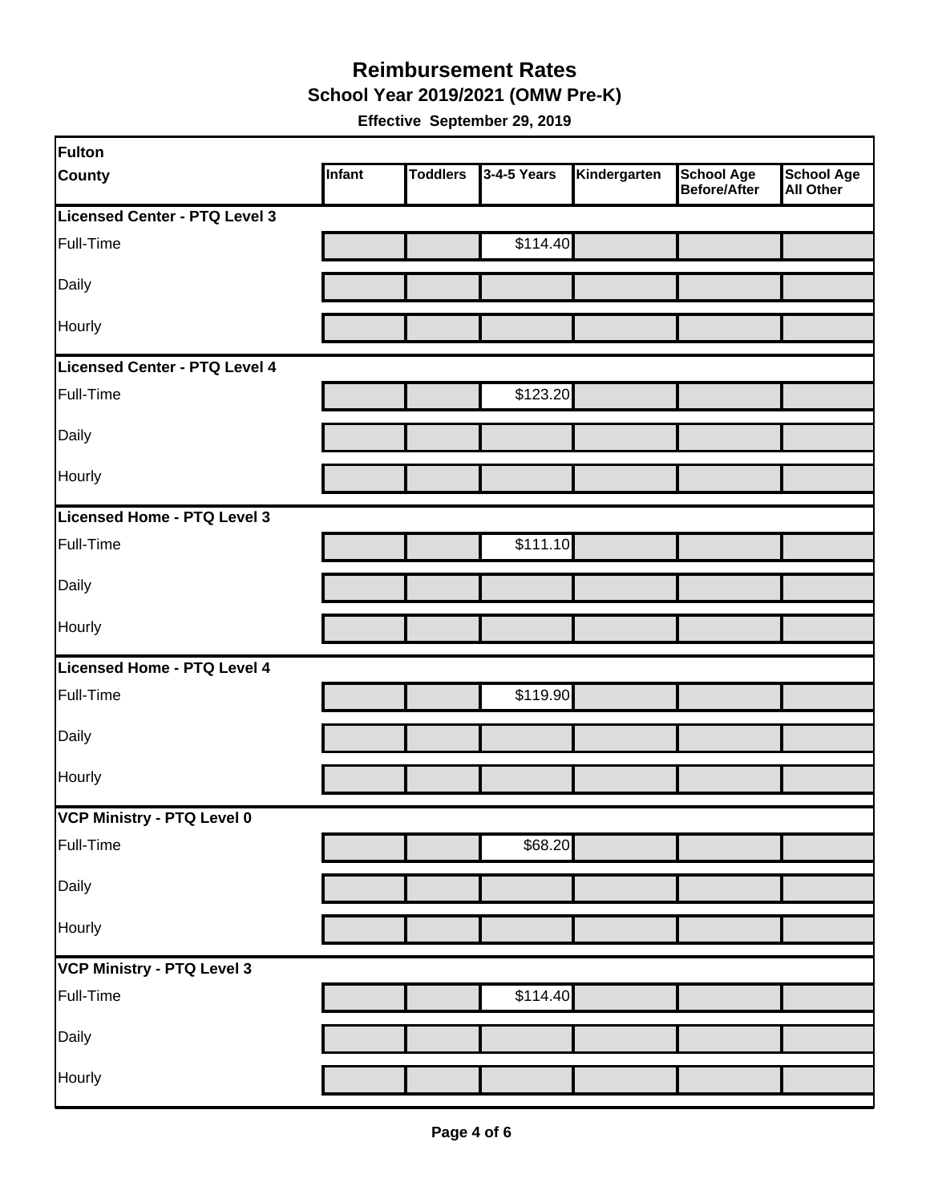# Reimbursement Rates

## School Year 2019/2021 (OMW Pre-K)

**Effective September 29, 2019**

| Fulton County | Infant | Toddlers | 3-4-5 Years | Kindergarten | School Age Before/After | School Age All Other |
|---|---|---|---|---|---|---|
| **Licensed Center - PTQ Level 3** | | | | | | |
| Full-Time | | | $114.40 | | | |
| Daily | | | | | | |
| Hourly | | | | | | |
| **Licensed Center - PTQ Level 4** | | | | | | |
| Full-Time | | | $123.20 | | | |
| Daily | | | | | | |
| Hourly | | | | | | |
| **Licensed Home - PTQ Level 3** | | | | | | |
| Full-Time | | | $111.10 | | | |
| Daily | | | | | | |
| Hourly | | | | | | |
| **Licensed Home - PTQ Level 4** | | | | | | |
| Full-Time | | | $119.90 | | | |
| Daily | | | | | | |
| Hourly | | | | | | |
| **VCP Ministry - PTQ Level 0** | | | | | | |
| Full-Time | | | $68.20 | | | |
| Daily | | | | | | |
| Hourly | | | | | | |
| **VCP Ministry - PTQ Level 3** | | | | | | |
| Full-Time | | | $114.40 | | | |
| Daily | | | | | | |
| Hourly | | | | | | |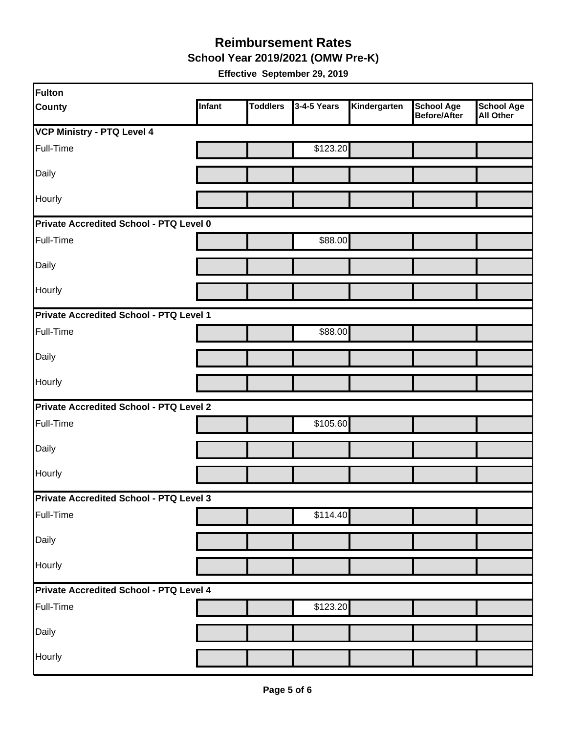# Reimbursement Rates

## School Year 2019/2021 (OMW Pre-K)

**Effective September 29, 2019**

| Fulton County | Infant | Toddlers | 3-4-5 Years | Kindergarten | School Age Before/After | School Age All Other |
|---|---|---|---|---|---|---|
| **VCP Ministry - PTQ Level 4** | | | | | | |
| Full-Time | | | $123.20 | | | |
| Daily | | | | | | |
| Hourly | | | | | | |
| **Private Accredited School - PTQ Level 0** | | | | | | |
| Full-Time | | | $88.00 | | | |
| Daily | | | | | | |
| Hourly | | | | | | |
| **Private Accredited School - PTQ Level 1** | | | | | | |
| Full-Time | | | $88.00 | | | |
| Daily | | | | | | |
| Hourly | | | | | | |
| **Private Accredited School - PTQ Level 2** | | | | | | |
| Full-Time | | | $105.60 | | | |
| Daily | | | | | | |
| Hourly | | | | | | |
| **Private Accredited School - PTQ Level 3** | | | | | | |
| Full-Time | | | $114.40 | | | |
| Daily | | | | | | |
| Hourly | | | | | | |
| **Private Accredited School - PTQ Level 4** | | | | | | |
| Full-Time | | | $123.20 | | | |
| Daily | | | | | | |
| Hourly | | | | | | |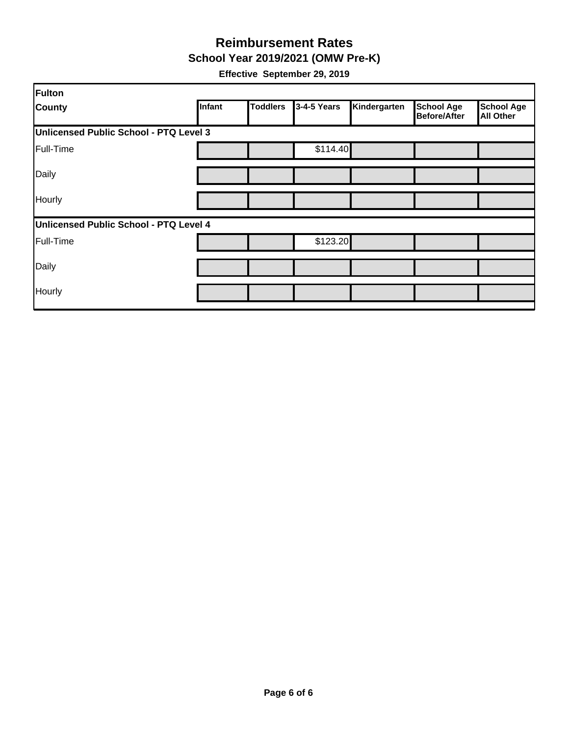# Reimbursement Rates

## School Year 2019/2021 (OMW Pre-K)

**Effective September 29, 2019**

| Fulton County | Infant | Toddlers | 3-4-5 Years | Kindergarten | School Age Before/After | School Age All Other |
|---|---|---|---|---|---|---|
| **Unlicensed Public School - PTQ Level 3** | | | | | | |
| Full-Time | | | $114.40 | | | |
| Daily | | | | | | |
| Hourly | | | | | | |
| **Unlicensed Public School - PTQ Level 4** | | | | | | |
| Full-Time | | | $123.20 | | | |
| Daily | | | | | | |
| Hourly | | | | | | |